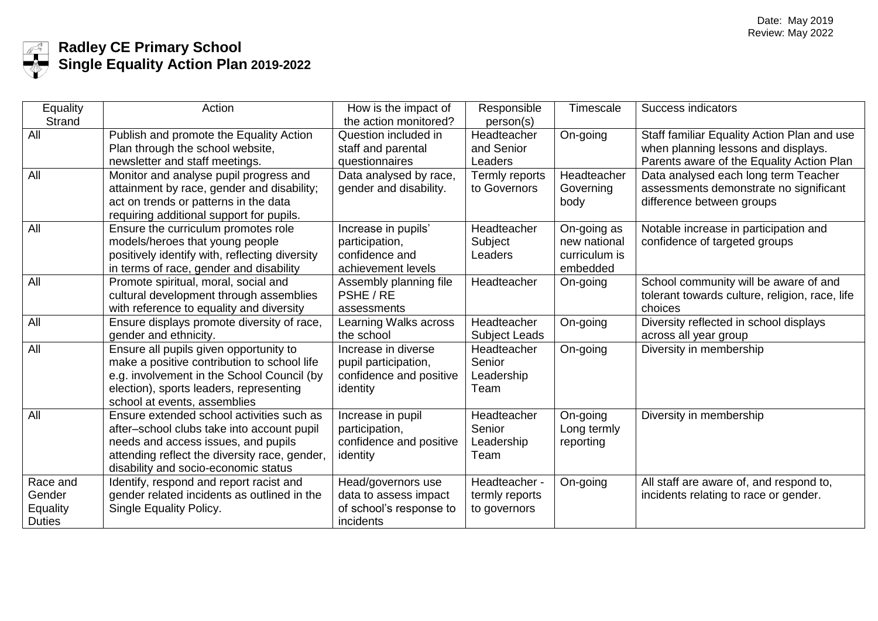Date: May 2019
Review: May 2022

# Radley CE Primary School
## Single Equality Action Plan 2019-2022

| Equality Strand | Action | How is the impact of the action monitored? | Responsible person(s) | Timescale | Success indicators |
|---|---|---|---|---|---|
| All | Publish and promote the Equality Action Plan through the school website, newsletter and staff meetings. | Question included in staff and parental questionnaires | Headteacher and Senior Leaders | On-going | Staff familiar Equality Action Plan and use when planning lessons and displays. Parents aware of the Equality Action Plan |
| All | Monitor and analyse pupil progress and attainment by race, gender and disability; act on trends or patterns in the data requiring additional support for pupils. | Data analysed by race, gender and disability. | Termly reports to Governors | Headteacher Governing body | Data analysed each long term Teacher assessments demonstrate no significant difference between groups |
| All | Ensure the curriculum promotes role models/heroes that young people positively identify with, reflecting diversity in terms of race, gender and disability | Increase in pupils' participation, confidence and achievement levels | Headteacher Subject Leaders | On-going as new national curriculum is embedded | Notable increase in participation and confidence of targeted groups |
| All | Promote spiritual, moral, social and cultural development through assemblies with reference to equality and diversity | Assembly planning file PSHE / RE assessments | Headteacher | On-going | School community will be aware of and tolerant towards culture, religion, race, life choices |
| All | Ensure displays promote diversity of race, gender and ethnicity. | Learning Walks across the school | Headteacher Subject Leads | On-going | Diversity reflected in school displays across all year group |
| All | Ensure all pupils given opportunity to make a positive contribution to school life e.g. involvement in the School Council (by election), sports leaders, representing school at events, assemblies | Increase in diverse pupil participation, confidence and positive identity | Headteacher Senior Leadership Team | On-going | Diversity in membership |
| All | Ensure extended school activities such as after–school clubs take into account pupil needs and access issues, and pupils attending reflect the diversity race, gender, disability and socio-economic status | Increase in pupil participation, confidence and positive identity | Headteacher Senior Leadership Team | On-going Long termly reporting | Diversity in membership |
| Race and Gender Equality Duties | Identify, respond and report racist and gender related incidents as outlined in the Single Equality Policy. | Head/governors use data to assess impact of school's response to incidents | Headteacher - termly reports to governors | On-going | All staff are aware of, and respond to, incidents relating to race or gender. |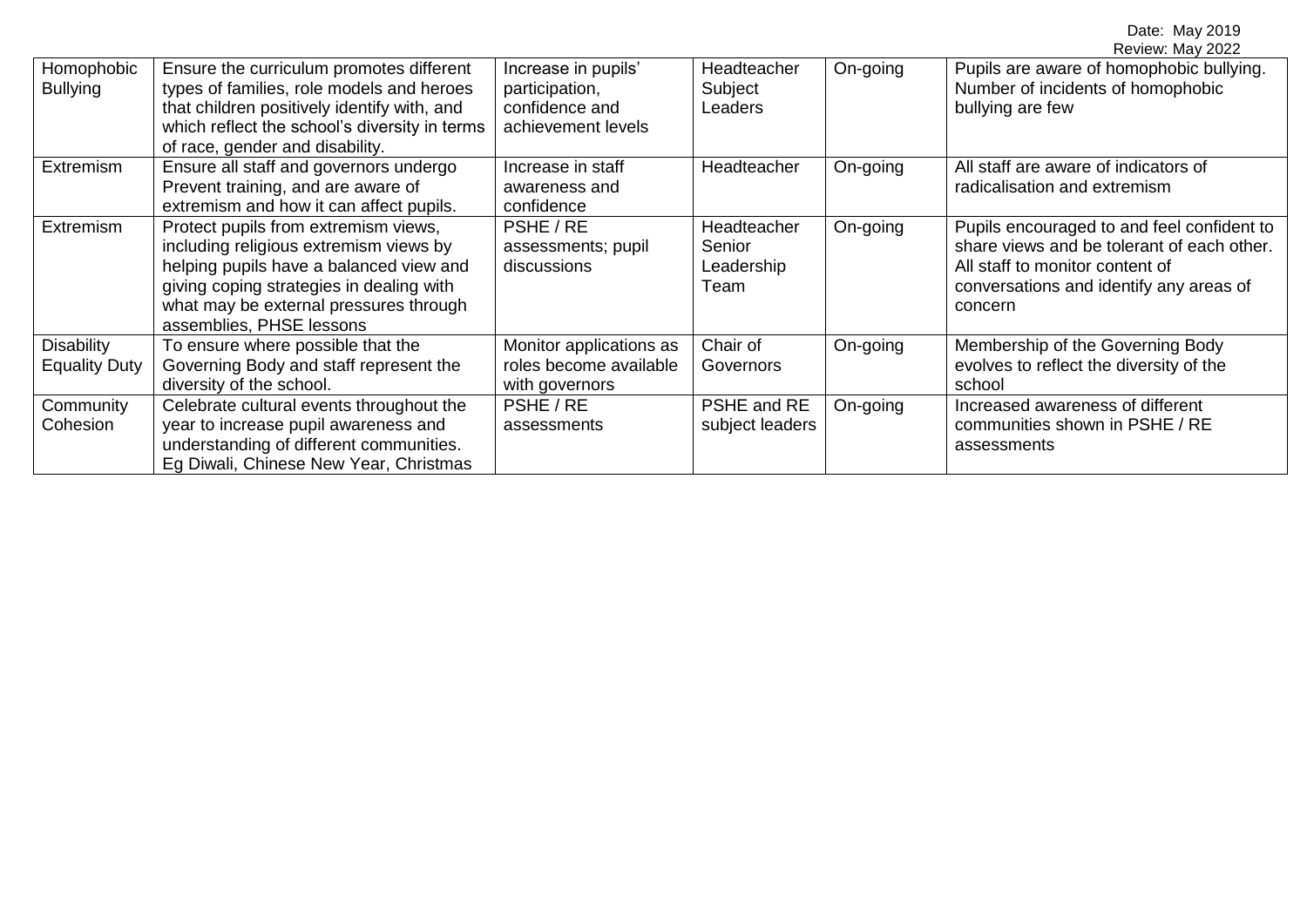| Homophobic Bullying | Ensure the curriculum promotes different types of families, role models and heroes that children positively identify with, and which reflect the school's diversity in terms of race, gender and disability. | Increase in pupils' participation, confidence and achievement levels | Headteacher Subject Leaders | On-going | Pupils are aware of homophobic bullying. Number of incidents of homophobic bullying are few |
|---|---|---|---|---|---|
| Extremism | Ensure all staff and governors undergo Prevent training, and are aware of extremism and how it can affect pupils. | Increase in staff awareness and confidence | Headteacher | On-going | All staff are aware of indicators of radicalisation and extremism |
| Extremism | Protect pupils from extremism views, including religious extremism views by helping pupils have a balanced view and giving coping strategies in dealing with what may be external pressures through assemblies, PHSE lessons | PSHE / RE assessments; pupil discussions | Headteacher Senior Leadership Team | On-going | Pupils encouraged to and feel confident to share views and be tolerant of each other. All staff to monitor content of conversations and identify any areas of concern |
| Disability Equality Duty | To ensure where possible that the Governing Body and staff represent the diversity of the school. | Monitor applications as roles become available with governors | Chair of Governors | On-going | Membership of the Governing Body evolves to reflect the diversity of the school |
| Community Cohesion | Celebrate cultural events throughout the year to increase pupil awareness and understanding of different communities. Eg Diwali, Chinese New Year, Christmas | PSHE / RE assessments | PSHE and RE subject leaders | On-going | Increased awareness of different communities shown in PSHE / RE assessments |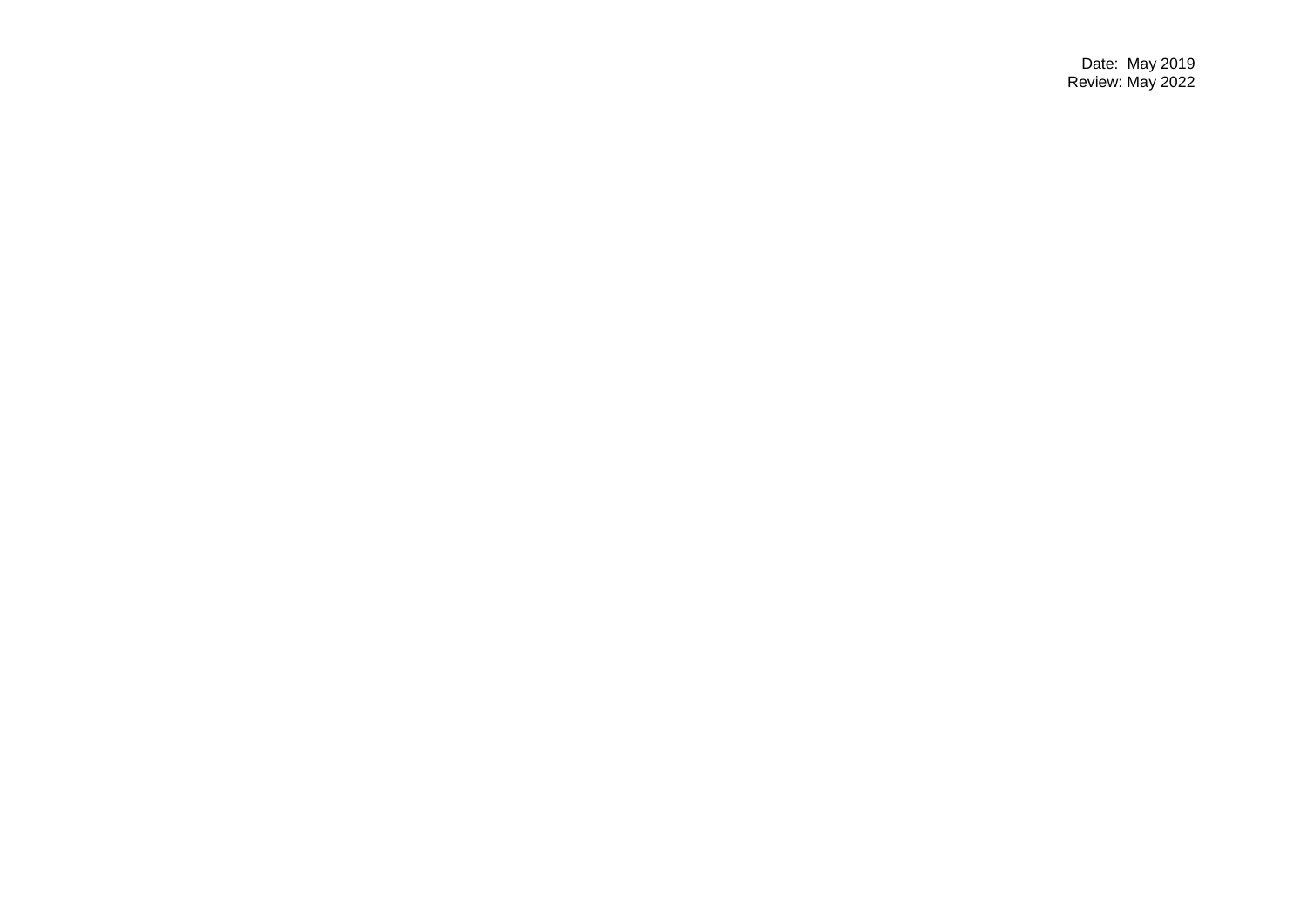Date: May 2019
Review: May 2022